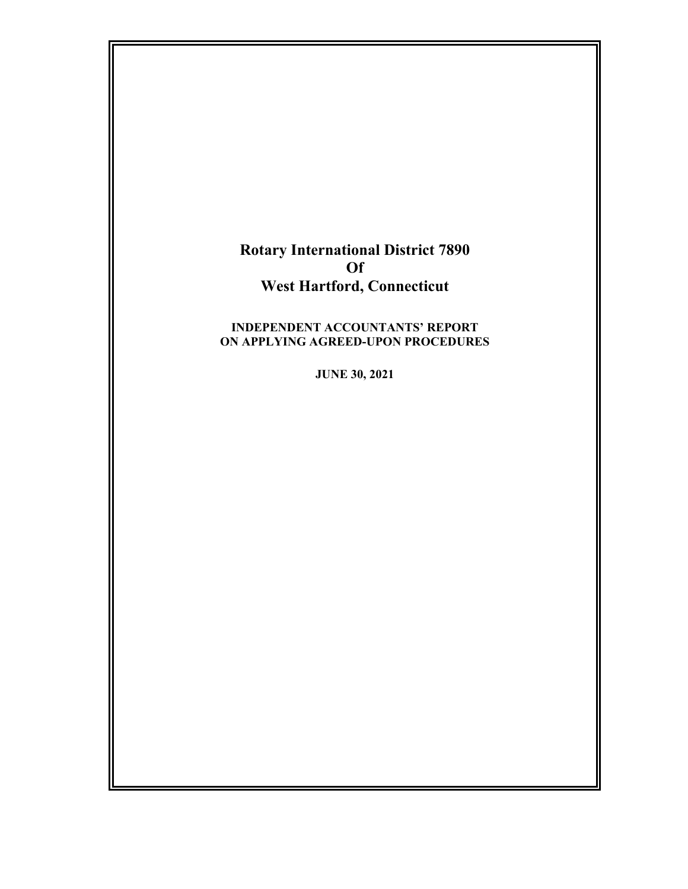# Rotary International District 7890
# Of
# West Hartford, Connecticut

**INDEPENDENT ACCOUNTANTS' REPORT ON APPLYING AGREED-UPON PROCEDURES**

**JUNE 30, 2021**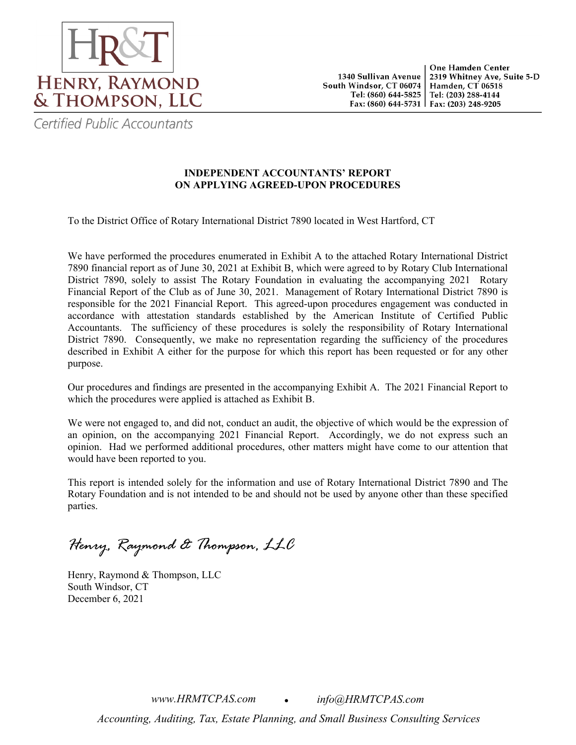# HENRY, RAYMOND & THOMPSON, LLC

Certified Public Accountants

1340 Sullivan Avenue
South Windsor, CT 06074
Tel: (860) 644-5825
Fax: (860) 644-5731

One Hamden Center
2319 Whitney Ave, Suite 5-D
Hamden, CT 06518
Tel: (203) 288-4144
Fax: (203) 248-9205

**INDEPENDENT ACCOUNTANTS' REPORT**
**ON APPLYING AGREED-UPON PROCEDURES**

To the District Office of Rotary International District 7890 located in West Hartford, CT

We have performed the procedures enumerated in Exhibit A to the attached Rotary International District 7890 financial report as of June 30, 2021 at Exhibit B, which were agreed to by Rotary Club International District 7890, solely to assist The Rotary Foundation in evaluating the accompanying 2021 Rotary Financial Report of the Club as of June 30, 2021. Management of Rotary International District 7890 is responsible for the 2021 Financial Report. This agreed-upon procedures engagement was conducted in accordance with attestation standards established by the American Institute of Certified Public Accountants. The sufficiency of these procedures is solely the responsibility of Rotary International District 7890. Consequently, we make no representation regarding the sufficiency of the procedures described in Exhibit A either for the purpose for which this report has been requested or for any other purpose.

Our procedures and findings are presented in the accompanying Exhibit A. The 2021 Financial Report to which the procedures were applied is attached as Exhibit B.

We were not engaged to, and did not, conduct an audit, the objective of which would be the expression of an opinion, on the accompanying 2021 Financial Report. Accordingly, we do not express such an opinion. Had we performed additional procedures, other matters might have come to our attention that would have been reported to you.

This report is intended solely for the information and use of Rotary International District 7890 and The Rotary Foundation and is not intended to be and should not be used by anyone other than these specified parties.

*Henry, Raymond & Thompson, LLC*

Henry, Raymond & Thompson, LLC
South Windsor, CT
December 6, 2021

*www.HRMTCPAS.com* • *info@HRMTCPAS.com*

*Accounting, Auditing, Tax, Estate Planning, and Small Business Consulting Services*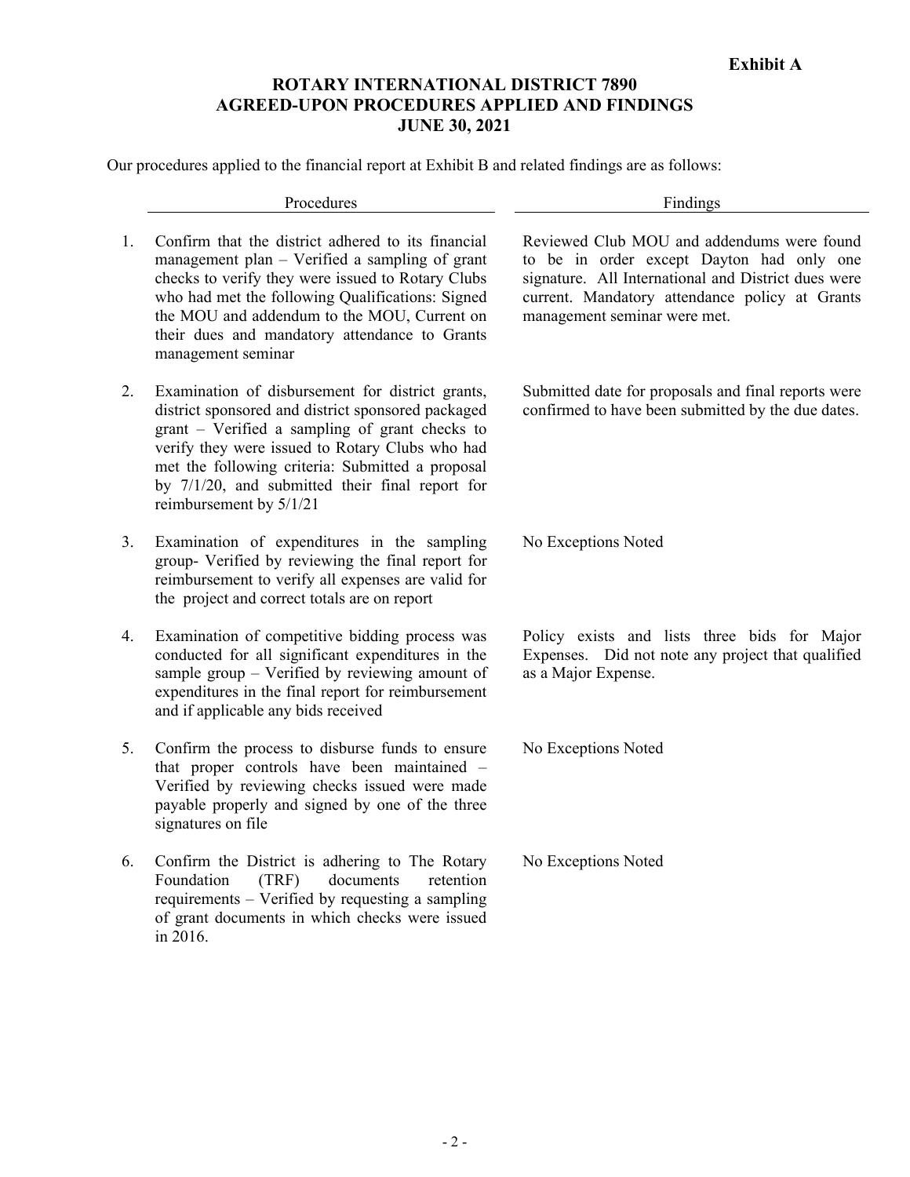**Exhibit A**

# ROTARY INTERNATIONAL DISTRICT 7890
## AGREED-UPON PROCEDURES APPLIED AND FINDINGS
## JUNE 30, 2021

Our procedures applied to the financial report at Exhibit B and related findings are as follows:

| | Procedures | Findings |
|---|---|---|
| 1. | Confirm that the district adhered to its financial management plan – Verified a sampling of grant checks to verify they were issued to Rotary Clubs who had met the following Qualifications: Signed the MOU and addendum to the MOU, Current on their dues and mandatory attendance to Grants management seminar | Reviewed Club MOU and addendums were found to be in order except Dayton had only one signature. All International and District dues were current. Mandatory attendance policy at Grants management seminar were met. |
| 2. | Examination of disbursement for district grants, district sponsored and district sponsored packaged grant – Verified a sampling of grant checks to verify they were issued to Rotary Clubs who had met the following criteria: Submitted a proposal by 7/1/20, and submitted their final report for reimbursement by 5/1/21 | Submitted date for proposals and final reports were confirmed to have been submitted by the due dates. |
| 3. | Examination of expenditures in the sampling group- Verified by reviewing the final report for reimbursement to verify all expenses are valid for the project and correct totals are on report | No Exceptions Noted |
| 4. | Examination of competitive bidding process was conducted for all significant expenditures in the sample group – Verified by reviewing amount of expenditures in the final report for reimbursement and if applicable any bids received | Policy exists and lists three bids for Major Expenses. Did not note any project that qualified as a Major Expense. |
| 5. | Confirm the process to disburse funds to ensure that proper controls have been maintained – Verified by reviewing checks issued were made payable properly and signed by one of the three signatures on file | No Exceptions Noted |
| 6. | Confirm the District is adhering to The Rotary Foundation (TRF) documents retention requirements – Verified by requesting a sampling of grant documents in which checks were issued in 2016. | No Exceptions Noted |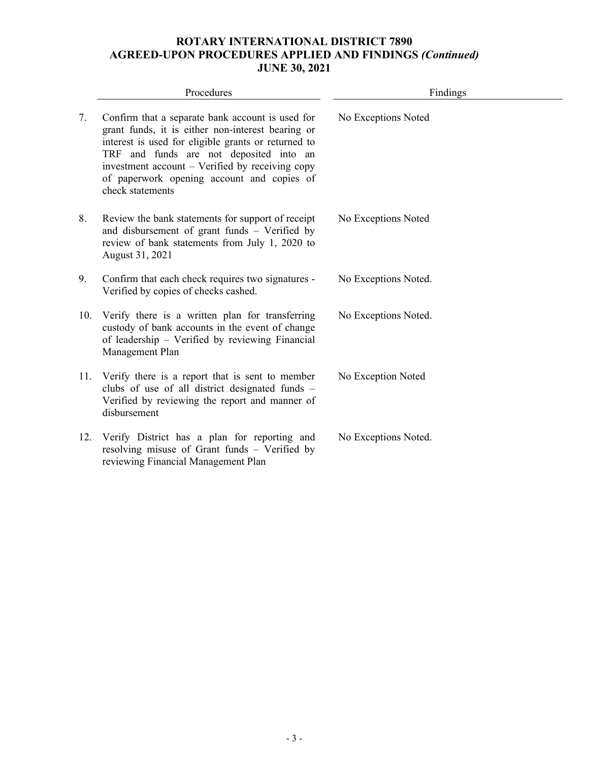**ROTARY INTERNATIONAL DISTRICT 7890**
**AGREED-UPON PROCEDURES APPLIED AND FINDINGS *(Continued)***
**JUNE 30, 2021**

| | Procedures | Findings |
|---|---|---|
| 7. | Confirm that a separate bank account is used for grant funds, it is either non-interest bearing or interest is used for eligible grants or returned to TRF and funds are not deposited into an investment account – Verified by receiving copy of paperwork opening account and copies of check statements | No Exceptions Noted |
| 8. | Review the bank statements for support of receipt and disbursement of grant funds – Verified by review of bank statements from July 1, 2020 to August 31, 2021 | No Exceptions Noted |
| 9. | Confirm that each check requires two signatures - Verified by copies of checks cashed. | No Exceptions Noted. |
| 10. | Verify there is a written plan for transferring custody of bank accounts in the event of change of leadership – Verified by reviewing Financial Management Plan | No Exceptions Noted. |
| 11. | Verify there is a report that is sent to member clubs of use of all district designated funds – Verified by reviewing the report and manner of disbursement | No Exception Noted |
| 12. | Verify District has a plan for reporting and resolving misuse of Grant funds – Verified by reviewing Financial Management Plan | No Exceptions Noted. |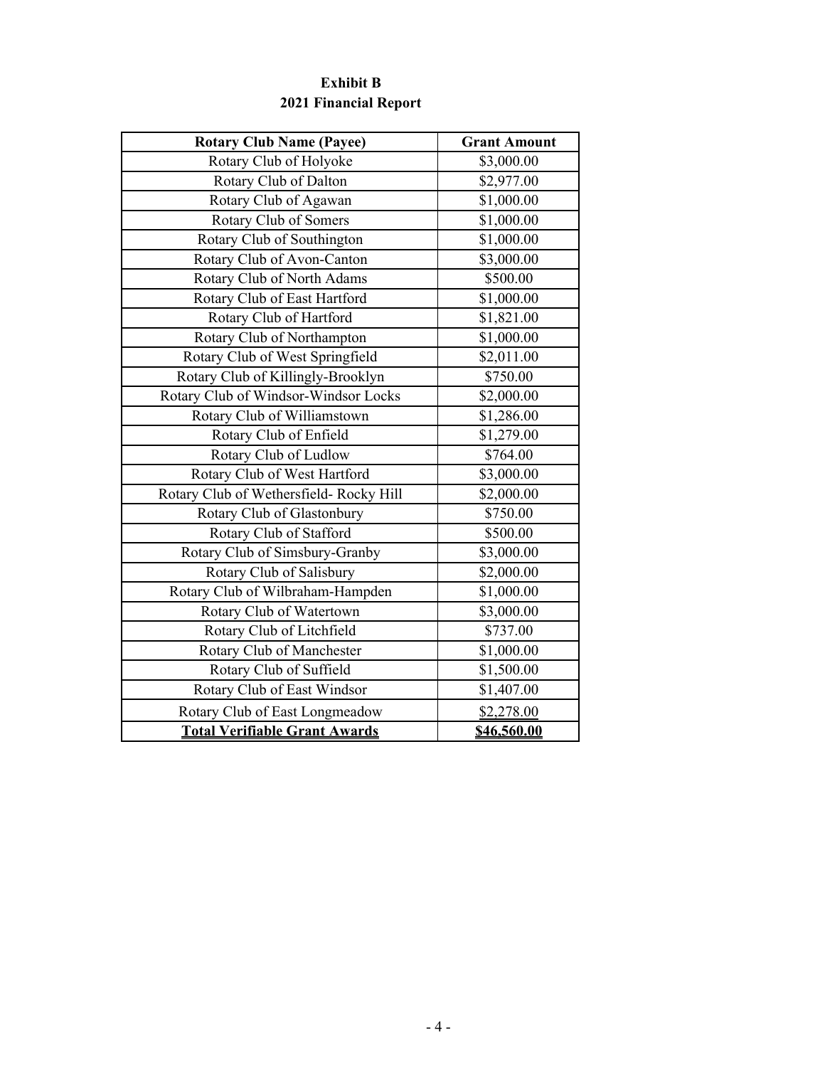**Exhibit B**

**2021 Financial Report**

| Rotary Club Name (Payee) | Grant Amount |
|---|---|
| Rotary Club of Holyoke | $3,000.00 |
| Rotary Club of Dalton | $2,977.00 |
| Rotary Club of Agawan | $1,000.00 |
| Rotary Club of Somers | $1,000.00 |
| Rotary Club of Southington | $1,000.00 |
| Rotary Club of Avon-Canton | $3,000.00 |
| Rotary Club of North Adams | $500.00 |
| Rotary Club of East Hartford | $1,000.00 |
| Rotary Club of Hartford | $1,821.00 |
| Rotary Club of Northampton | $1,000.00 |
| Rotary Club of West Springfield | $2,011.00 |
| Rotary Club of Killingly-Brooklyn | $750.00 |
| Rotary Club of Windsor-Windsor Locks | $2,000.00 |
| Rotary Club of Williamstown | $1,286.00 |
| Rotary Club of Enfield | $1,279.00 |
| Rotary Club of Ludlow | $764.00 |
| Rotary Club of West Hartford | $3,000.00 |
| Rotary Club of Wethersfield- Rocky Hill | $2,000.00 |
| Rotary Club of Glastonbury | $750.00 |
| Rotary Club of Stafford | $500.00 |
| Rotary Club of Simsbury-Granby | $3,000.00 |
| Rotary Club of Salisbury | $2,000.00 |
| Rotary Club of Wilbraham-Hampden | $1,000.00 |
| Rotary Club of Watertown | $3,000.00 |
| Rotary Club of Litchfield | $737.00 |
| Rotary Club of Manchester | $1,000.00 |
| Rotary Club of Suffield | $1,500.00 |
| Rotary Club of East Windsor | $1,407.00 |
| Rotary Club of East Longmeadow | $2,278.00 |
| **Total Verifiable Grant Awards** | **$46,560.00** |